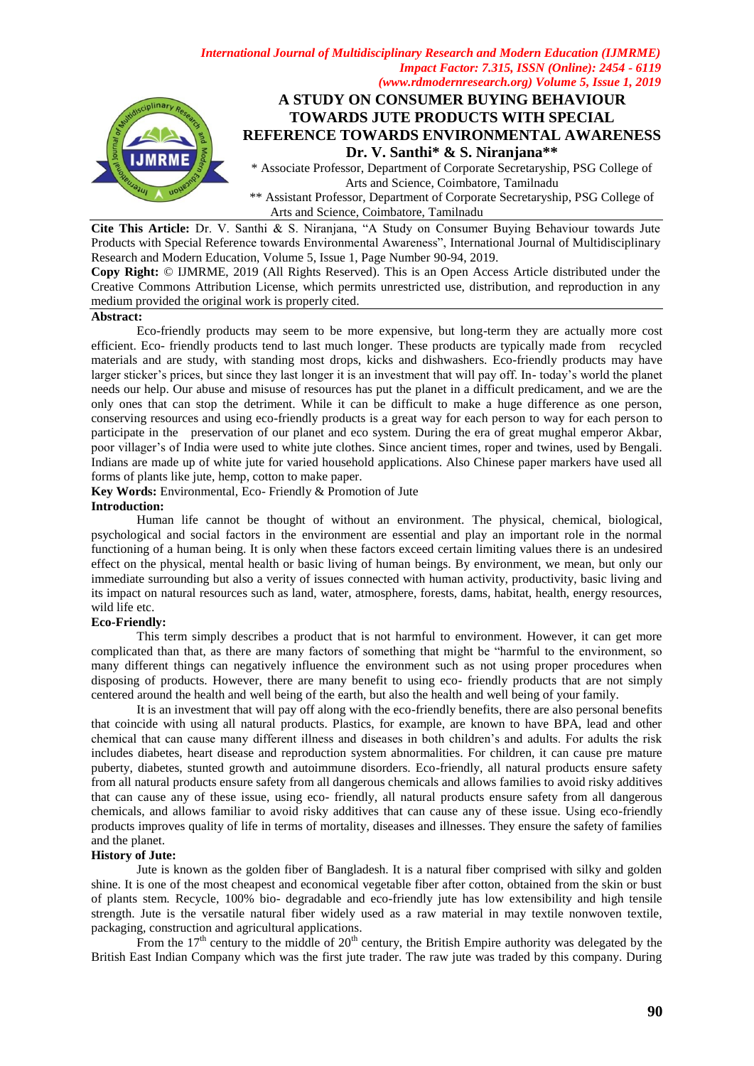# A STUDY ON CONSUMER BUYING BEHAVIOUR TOWARDS JUTE PRODUCTS WITH SPECIAL REFERENCE TOWARDS ENVIRONMENTAL AWARENESS

**Dr. V. Santhi* & S. Niranjana****

\* Associate Professor, Department of Corporate Secretaryship, PSG College of Arts and Science, Coimbatore, Tamilnadu

\*\* Assistant Professor, Department of Corporate Secretaryship, PSG College of Arts and Science, Coimbatore, Tamilnadu

**Cite This Article:** Dr. V. Santhi & S. Niranjana, "A Study on Consumer Buying Behaviour towards Jute Products with Special Reference towards Environmental Awareness", International Journal of Multidisciplinary Research and Modern Education, Volume 5, Issue 1, Page Number 90-94, 2019.

**Copy Right:** © IJMRME, 2019 (All Rights Reserved). This is an Open Access Article distributed under the Creative Commons Attribution License, which permits unrestricted use, distribution, and reproduction in any medium provided the original work is properly cited.

**Abstract:**

Eco-friendly products may seem to be more expensive, but long-term they are actually more cost efficient. Eco- friendly products tend to last much longer. These products are typically made from recycled materials and are study, with standing most drops, kicks and dishwashers. Eco-friendly products may have larger sticker's prices, but since they last longer it is an investment that will pay off. In- today's world the planet needs our help. Our abuse and misuse of resources has put the planet in a difficult predicament, and we are the only ones that can stop the detriment. While it can be difficult to make a huge difference as one person, conserving resources and using eco-friendly products is a great way for each person to way for each person to participate in the preservation of our planet and eco system. During the era of great mughal emperor Akbar, poor villager's of India were used to white jute clothes. Since ancient times, roper and twines, used by Bengali. Indians are made up of white jute for varied household applications. Also Chinese paper markers have used all forms of plants like jute, hemp, cotton to make paper.

**Key Words:** Environmental, Eco- Friendly & Promotion of Jute

**Introduction:**

Human life cannot be thought of without an environment. The physical, chemical, biological, psychological and social factors in the environment are essential and play an important role in the normal functioning of a human being. It is only when these factors exceed certain limiting values there is an undesired effect on the physical, mental health or basic living of human beings. By environment, we mean, but only our immediate surrounding but also a verity of issues connected with human activity, productivity, basic living and its impact on natural resources such as land, water, atmosphere, forests, dams, habitat, health, energy resources, wild life etc.

**Eco-Friendly:**

This term simply describes a product that is not harmful to environment. However, it can get more complicated than that, as there are many factors of something that might be "harmful to the environment, so many different things can negatively influence the environment such as not using proper procedures when disposing of products. However, there are many benefit to using eco- friendly products that are not simply centered around the health and well being of the earth, but also the health and well being of your family.

It is an investment that will pay off along with the eco-friendly benefits, there are also personal benefits that coincide with using all natural products. Plastics, for example, are known to have BPA, lead and other chemical that can cause many different illness and diseases in both children's and adults. For adults the risk includes diabetes, heart disease and reproduction system abnormalities. For children, it can cause pre mature puberty, diabetes, stunted growth and autoimmune disorders. Eco-friendly, all natural products ensure safety from all natural products ensure safety from all dangerous chemicals and allows families to avoid risky additives that can cause any of these issue, using eco- friendly, all natural products ensure safety from all dangerous chemicals, and allows familiar to avoid risky additives that can cause any of these issue. Using eco-friendly products improves quality of life in terms of mortality, diseases and illnesses. They ensure the safety of families and the planet.

**History of Jute:**

Jute is known as the golden fiber of Bangladesh. It is a natural fiber comprised with silky and golden shine. It is one of the most cheapest and economical vegetable fiber after cotton, obtained from the skin or bust of plants stem. Recycle, 100% bio- degradable and eco-friendly jute has low extensibility and high tensile strength. Jute is the versatile natural fiber widely used as a raw material in may textile nonwoven textile, packaging, construction and agricultural applications.

From the $17^{th}$ century to the middle of $20^{th}$ century, the British Empire authority was delegated by the British East Indian Company which was the first jute trader. The raw jute was traded by this company. During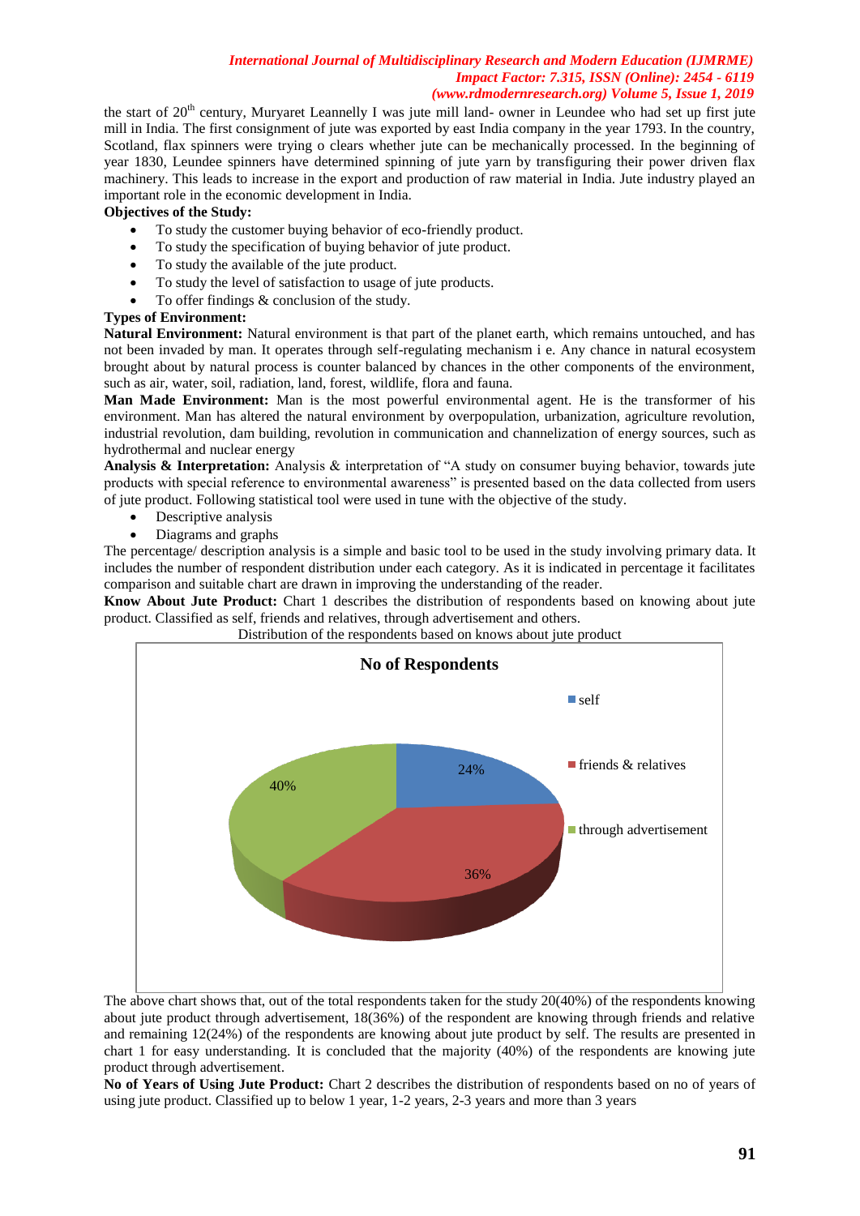the start of 20th century, Muryaret Leannelly I was jute mill land- owner in Leundee who had set up first jute mill in India. The first consignment of jute was exported by east India company in the year 1793. In the country, Scotland, flax spinners were trying o clears whether jute can be mechanically processed. In the beginning of year 1830, Leundee spinners have determined spinning of jute yarn by transfiguring their power driven flax machinery. This leads to increase in the export and production of raw material in India. Jute industry played an important role in the economic development in India.

**Objectives of the Study:**

- To study the customer buying behavior of eco-friendly product.
- To study the specification of buying behavior of jute product.
- To study the available of the jute product.
- To study the level of satisfaction to usage of jute products.
- To offer findings & conclusion of the study.

**Types of Environment:**

**Natural Environment:** Natural environment is that part of the planet earth, which remains untouched, and has not been invaded by man. It operates through self-regulating mechanism i e. Any chance in natural ecosystem brought about by natural process is counter balanced by chances in the other components of the environment, such as air, water, soil, radiation, land, forest, wildlife, flora and fauna.

**Man Made Environment:** Man is the most powerful environmental agent. He is the transformer of his environment. Man has altered the natural environment by overpopulation, urbanization, agriculture revolution, industrial revolution, dam building, revolution in communication and channelization of energy sources, such as hydrothermal and nuclear energy

**Analysis & Interpretation:** Analysis & interpretation of "A study on consumer buying behavior, towards jute products with special reference to environmental awareness" is presented based on the data collected from users of jute product. Following statistical tool were used in tune with the objective of the study.

- Descriptive analysis
- Diagrams and graphs

The percentage/ description analysis is a simple and basic tool to be used in the study involving primary data. It includes the number of respondent distribution under each category. As it is indicated in percentage it facilitates comparison and suitable chart are drawn in improving the understanding of the reader.

**Know About Jute Product:** Chart 1 describes the distribution of respondents based on knowing about jute product. Classified as self, friends and relatives, through advertisement and others.

Distribution of the respondents based on knows about jute product

No of Respondents

| Source | Percentage |
|---|---|
| self | 24% |
| friends & relatives | 36% |
| through advertisement | 40% |

The above chart shows that, out of the total respondents taken for the study 20(40%) of the respondents knowing about jute product through advertisement, 18(36%) of the respondent are knowing through friends and relative and remaining 12(24%) of the respondents are knowing about jute product by self. The results are presented in chart 1 for easy understanding. It is concluded that the majority (40%) of the respondents are knowing jute product through advertisement.

**No of Years of Using Jute Product:** Chart 2 describes the distribution of respondents based on no of years of using jute product. Classified up to below 1 year, 1-2 years, 2-3 years and more than 3 years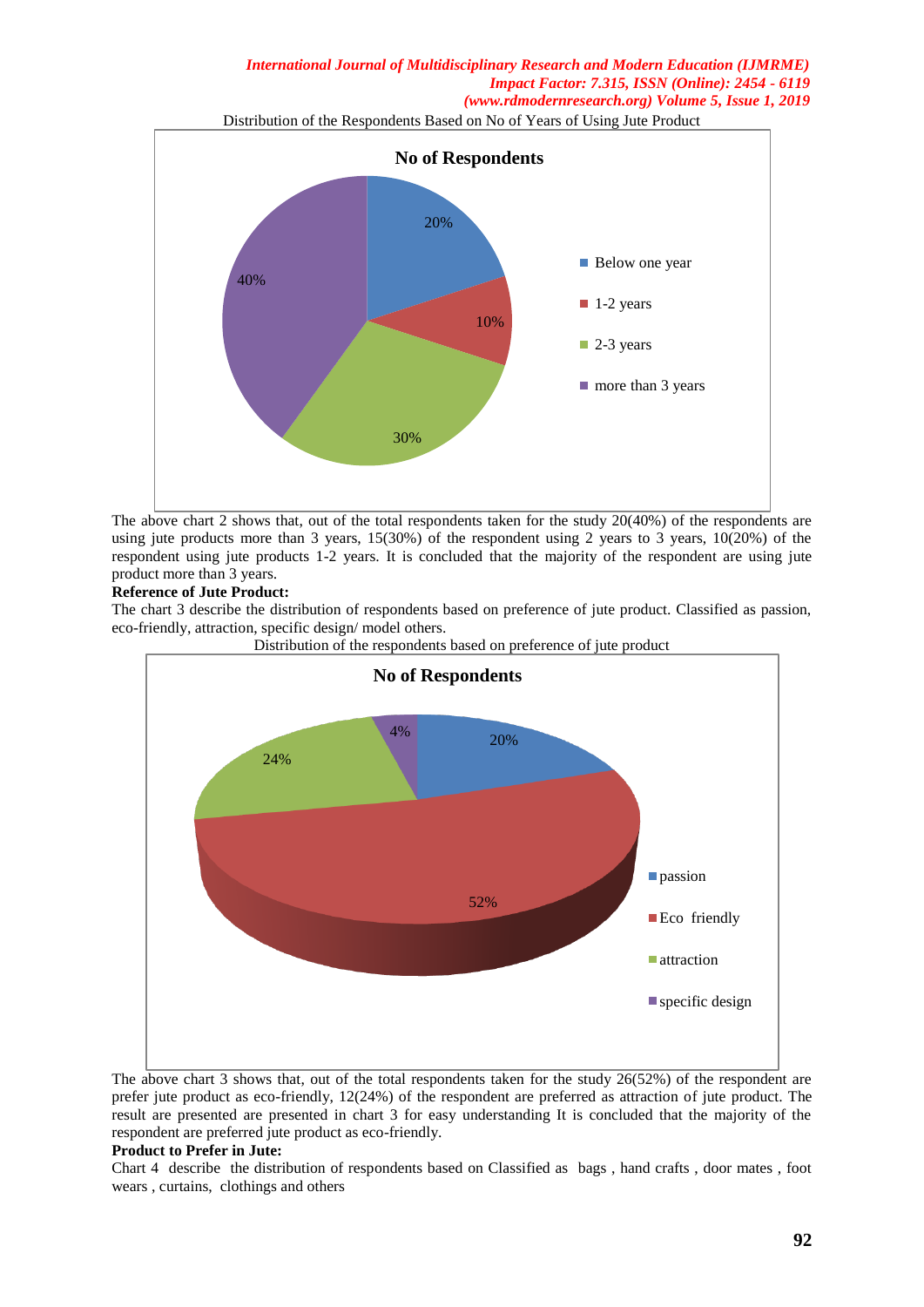Distribution of the Respondents Based on No of Years of Using Jute Product

The above chart 2 shows that, out of the total respondents taken for the study 20(40%) of the respondents are using jute products more than 3 years, 15(30%) of the respondent using 2 years to 3 years, 10(20%) of the respondent using jute products 1-2 years. It is concluded that the majority of the respondent are using jute product more than 3 years.

**Reference of Jute Product:**

The chart 3 describe the distribution of respondents based on preference of jute product. Classified as passion, eco-friendly, attraction, specific design/ model others.

Distribution of the respondents based on preference of jute product

The above chart 3 shows that, out of the total respondents taken for the study 26(52%) of the respondent are prefer jute product as eco-friendly, 12(24%) of the respondent are preferred as attraction of jute product. The result are presented are presented in chart 3 for easy understanding It is concluded that the majority of the respondent are preferred jute product as eco-friendly.

**Product to Prefer in Jute:**

Chart 4 describe the distribution of respondents based on Classified as bags , hand crafts , door mates , foot wears , curtains, clothings and others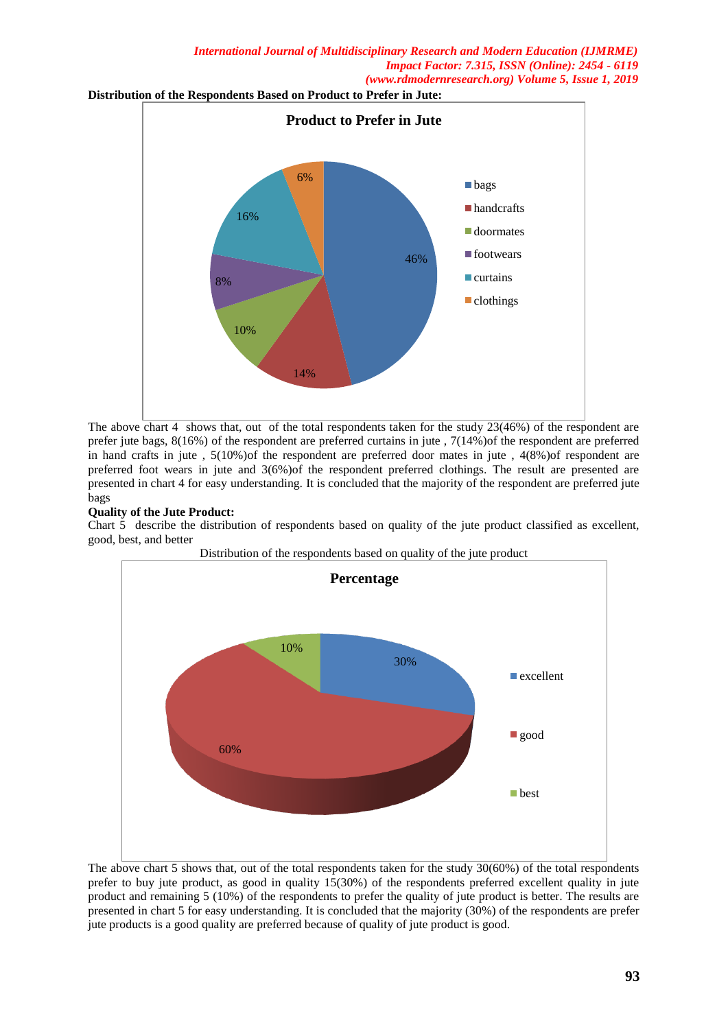**Distribution of the Respondents Based on Product to Prefer in Jute:**

The above chart 4 shows that, out of the total respondents taken for the study 23(46%) of the respondent are prefer jute bags, 8(16%) of the respondent are preferred curtains in jute , 7(14%)of the respondent are preferred in hand crafts in jute , 5(10%)of the respondent are preferred door mates in jute , 4(8%)of respondent are preferred foot wears in jute and 3(6%)of the respondent preferred clothings. The result are presented are presented in chart 4 for easy understanding. It is concluded that the majority of the respondent are preferred jute bags

**Quality of the Jute Product:**

Chart 5 describe the distribution of respondents based on quality of the jute product classified as excellent, good, best, and better

Distribution of the respondents based on quality of the jute product

The above chart 5 shows that, out of the total respondents taken for the study 30(60%) of the total respondents prefer to buy jute product, as good in quality 15(30%) of the respondents preferred excellent quality in jute product and remaining 5 (10%) of the respondents to prefer the quality of jute product is better. The results are presented in chart 5 for easy understanding. It is concluded that the majority (30%) of the respondents are prefer jute products is a good quality are preferred because of quality of jute product is good.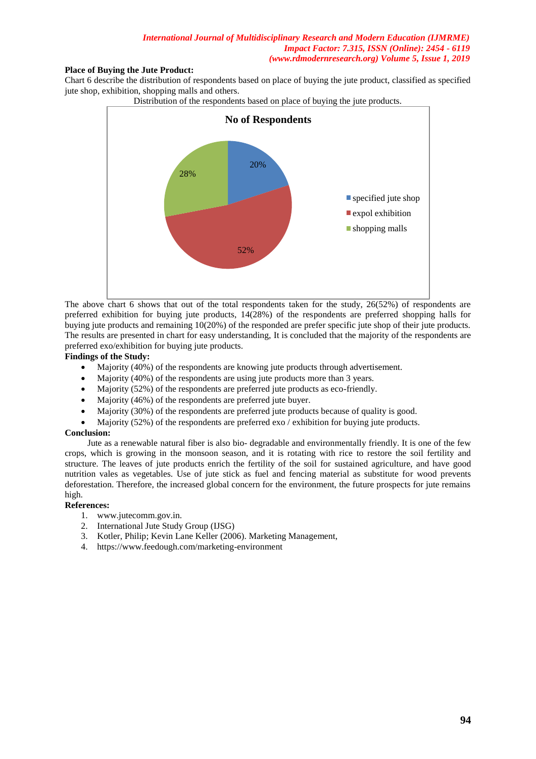**Place of Buying the Jute Product:**

Chart 6 describe the distribution of respondents based on place of buying the jute product, classified as specified jute shop, exhibition, shopping malls and others.

Distribution of the respondents based on place of buying the jute products.

No of Respondents

20%

28%

52%

specified jute shop

expol exhibition

shopping malls

The above chart 6 shows that out of the total respondents taken for the study, 26(52%) of respondents are preferred exhibition for buying jute products, 14(28%) of the respondents are preferred shopping halls for buying jute products and remaining 10(20%) of the responded are prefer specific jute shop of their jute products. The results are presented in chart for easy understanding, It is concluded that the majority of the respondents are preferred exo/exhibition for buying jute products.

**Findings of the Study:**

- Majority (40%) of the respondents are knowing jute products through advertisement.
- Majority (40%) of the respondents are using jute products more than 3 years.
- Majority (52%) of the respondents are preferred jute products as eco-friendly.
- Majority (46%) of the respondents are preferred jute buyer.
- Majority (30%) of the respondents are preferred jute products because of quality is good.
- Majority (52%) of the respondents are preferred exo / exhibition for buying jute products.

**Conclusion:**

Jute as a renewable natural fiber is also bio- degradable and environmentally friendly. It is one of the few crops, which is growing in the monsoon season, and it is rotating with rice to restore the soil fertility and structure. The leaves of jute products enrich the fertility of the soil for sustained agriculture, and have good nutrition vales as vegetables. Use of jute stick as fuel and fencing material as substitute for wood prevents deforestation. Therefore, the increased global concern for the environment, the future prospects for jute remains high.

**References:**

1. www.jutecomm.gov.in.
2. International Jute Study Group (IJSG)
3. Kotler, Philip; Kevin Lane Keller (2006). Marketing Management,
4. https://www.feedough.com/marketing-environment